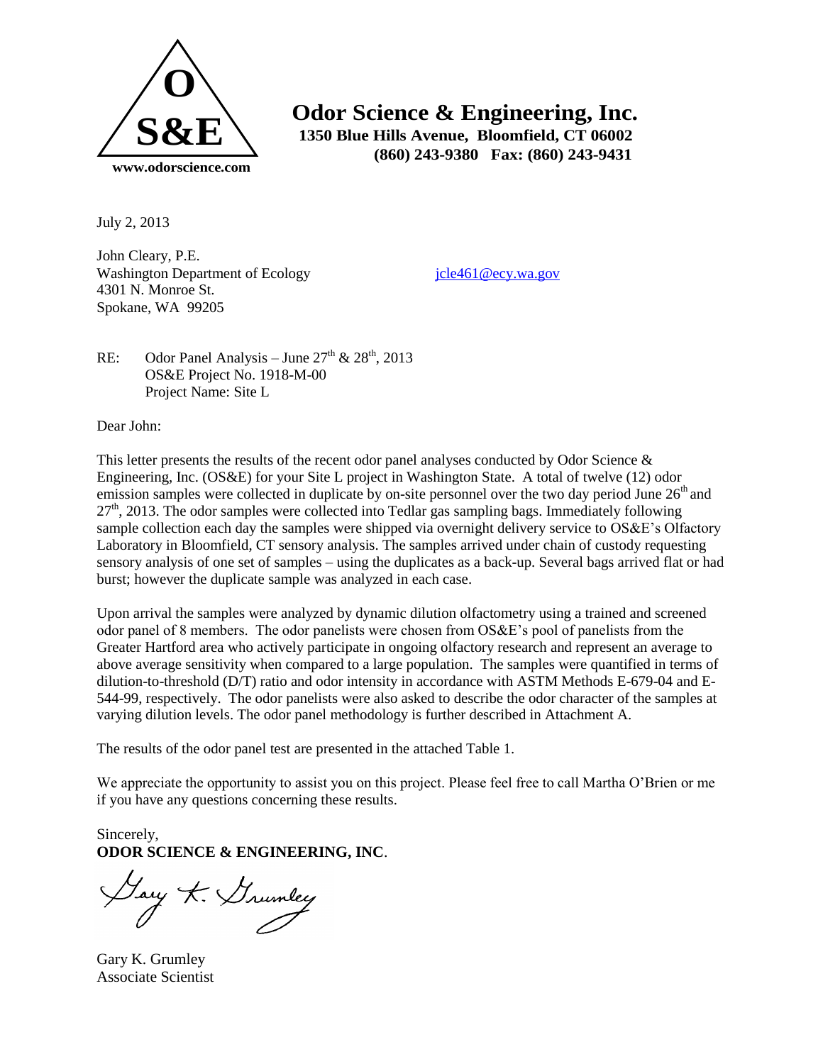**O S&E**

www.odorscience.com

**Odor Science & Engineering, Inc.**
**1350 Blue Hills Avenue, Bloomfield, CT 06002**
**(860) 243-9380 Fax: (860) 243-9431**

July 2, 2013

John Cleary, P.E.
Washington Department of Ecology
4301 N. Monroe St.
Spokane, WA 99205

jcle461@ecy.wa.gov

RE: Odor Panel Analysis – June 27th & 28th, 2013
OS&E Project No. 1918-M-00
Project Name: Site L

Dear John:

This letter presents the results of the recent odor panel analyses conducted by Odor Science & Engineering, Inc. (OS&E) for your Site L project in Washington State. A total of twelve (12) odor emission samples were collected in duplicate by on-site personnel over the two day period June 26th and 27th, 2013. The odor samples were collected into Tedlar gas sampling bags. Immediately following sample collection each day the samples were shipped via overnight delivery service to OS&E's Olfactory Laboratory in Bloomfield, CT sensory analysis. The samples arrived under chain of custody requesting sensory analysis of one set of samples – using the duplicates as a back-up. Several bags arrived flat or had burst; however the duplicate sample was analyzed in each case.

Upon arrival the samples were analyzed by dynamic dilution olfactometry using a trained and screened odor panel of 8 members. The odor panelists were chosen from OS&E's pool of panelists from the Greater Hartford area who actively participate in ongoing olfactory research and represent an average to above average sensitivity when compared to a large population. The samples were quantified in terms of dilution-to-threshold (D/T) ratio and odor intensity in accordance with ASTM Methods E-679-04 and E-544-99, respectively. The odor panelists were also asked to describe the odor character of the samples at varying dilution levels. The odor panel methodology is further described in Attachment A.

The results of the odor panel test are presented in the attached Table 1.

We appreciate the opportunity to assist you on this project. Please feel free to call Martha O'Brien or me if you have any questions concerning these results.

Sincerely,
**ODOR SCIENCE & ENGINEERING, INC**.

Gary K. Grumley
Associate Scientist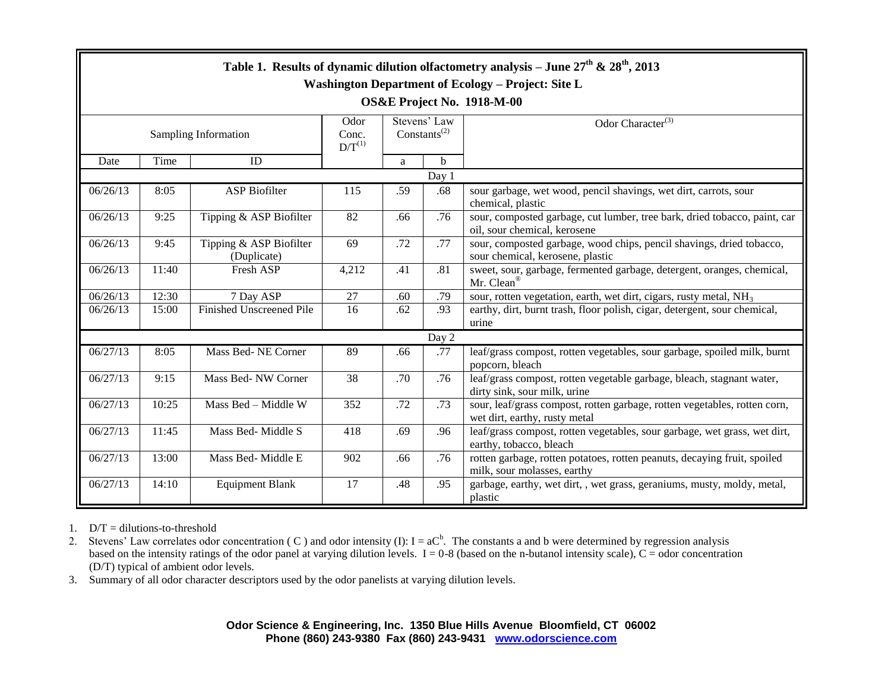**Table 1. Results of dynamic dilution olfactometry analysis – June 27th & 28th, 2013**

**Washington Department of Ecology – Project: Site L**

**OS&E Project No. 1918-M-00**

| Sampling Information | | | Odor Conc. D/T[1] | Stevens' Law Constants[2] | | Odor Character[3] |
|---|---|---|---|---|---|---|
| Date | Time | ID | | a | b | |
| **Day 1** | | | | | | |
| 06/26/13 | 8:05 | ASP Biofilter | 115 | .59 | .68 | sour garbage, wet wood, pencil shavings, wet dirt, carrots, sour chemical, plastic |
| 06/26/13 | 9:25 | Tipping & ASP Biofilter | 82 | .66 | .76 | sour, composted garbage, cut lumber, tree bark, dried tobacco, paint, car oil, sour chemical, kerosene |
| 06/26/13 | 9:45 | Tipping & ASP Biofilter (Duplicate) | 69 | .72 | .77 | sour, composted garbage, wood chips, pencil shavings, dried tobacco, sour chemical, kerosene, plastic |
| 06/26/13 | 11:40 | Fresh ASP | 4,212 | .41 | .81 | sweet, sour, garbage, fermented garbage, detergent, oranges, chemical, Mr. Clean® |
| 06/26/13 | 12:30 | 7 Day ASP | 27 | .60 | .79 | sour, rotten vegetation, earth, wet dirt, cigars, rusty metal, $NH_3$ |
| 06/26/13 | 15:00 | Finished Unscreened Pile | 16 | .62 | .93 | earthy, dirt, burnt trash, floor polish, cigar, detergent, sour chemical, urine |
| **Day 2** | | | | | | |
| 06/27/13 | 8:05 | Mass Bed- NE Corner | 89 | .66 | .77 | leaf/grass compost, rotten vegetables, sour garbage, spoiled milk, burnt popcorn, bleach |
| 06/27/13 | 9:15 | Mass Bed- NW Corner | 38 | .70 | .76 | leaf/grass compost, rotten vegetable garbage, bleach, stagnant water, dirty sink, sour milk, urine |
| 06/27/13 | 10:25 | Mass Bed – Middle W | 352 | .72 | .73 | sour, leaf/grass compost, rotten garbage, rotten vegetables, rotten corn, wet dirt, earthy, rusty metal |
| 06/27/13 | 11:45 | Mass Bed- Middle S | 418 | .69 | .96 | leaf/grass compost, rotten vegetables, sour garbage, wet grass, wet dirt, earthy, tobacco, bleach |
| 06/27/13 | 13:00 | Mass Bed- Middle E | 902 | .66 | .76 | rotten garbage, rotten potatoes, rotten peanuts, decaying fruit, spoiled milk, sour molasses, earthy |
| 06/27/13 | 14:10 | Equipment Blank | 17 | .48 | .95 | garbage, earthy, wet dirt, , wet grass, geraniums, musty, moldy, metal, plastic |

1. D/T = dilutions-to-threshold
2. Stevens' Law correlates odor concentration ( C ) and odor intensity (I): $I = aC^b$. The constants a and b were determined by regression analysis based on the intensity ratings of the odor panel at varying dilution levels. I = 0-8 (based on the n-butanol intensity scale), C = odor concentration (D/T) typical of ambient odor levels.
3. Summary of all odor character descriptors used by the odor panelists at varying dilution levels.

**Odor Science & Engineering, Inc. 1350 Blue Hills Avenue Bloomfield, CT 06002**
**Phone (860) 243-9380 Fax (860) 243-9431 www.odorscience.com**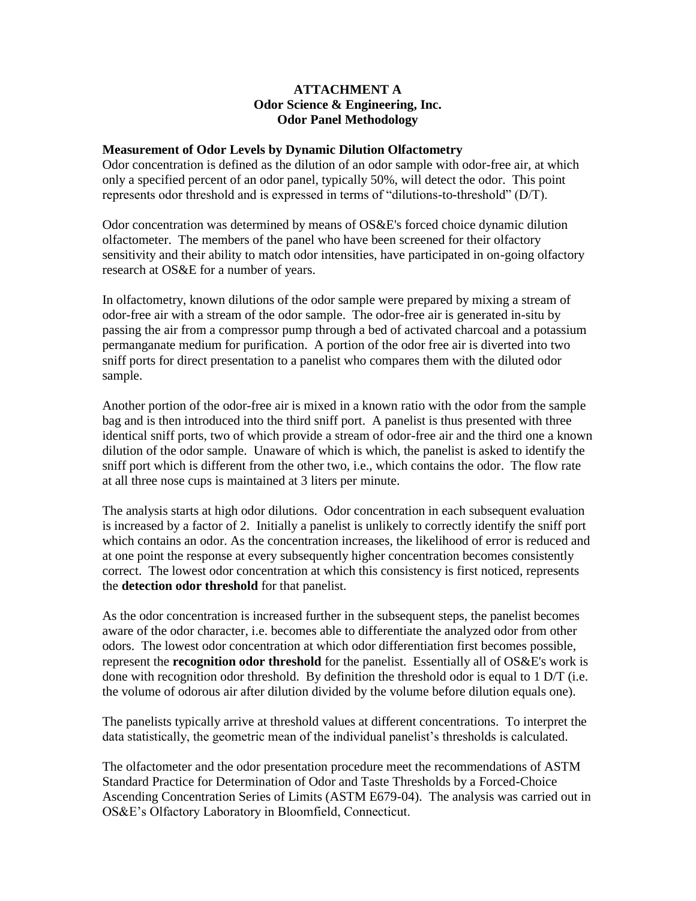**ATTACHMENT A**
**Odor Science & Engineering, Inc.**
**Odor Panel Methodology**

**Measurement of Odor Levels by Dynamic Dilution Olfactometry**

Odor concentration is defined as the dilution of an odor sample with odor-free air, at which only a specified percent of an odor panel, typically 50%, will detect the odor. This point represents odor threshold and is expressed in terms of "dilutions-to-threshold" (D/T).

Odor concentration was determined by means of OS&E's forced choice dynamic dilution olfactometer. The members of the panel who have been screened for their olfactory sensitivity and their ability to match odor intensities, have participated in on-going olfactory research at OS&E for a number of years.

In olfactometry, known dilutions of the odor sample were prepared by mixing a stream of odor-free air with a stream of the odor sample. The odor-free air is generated in-situ by passing the air from a compressor pump through a bed of activated charcoal and a potassium permanganate medium for purification. A portion of the odor free air is diverted into two sniff ports for direct presentation to a panelist who compares them with the diluted odor sample.

Another portion of the odor-free air is mixed in a known ratio with the odor from the sample bag and is then introduced into the third sniff port. A panelist is thus presented with three identical sniff ports, two of which provide a stream of odor-free air and the third one a known dilution of the odor sample. Unaware of which is which, the panelist is asked to identify the sniff port which is different from the other two, i.e., which contains the odor. The flow rate at all three nose cups is maintained at 3 liters per minute.

The analysis starts at high odor dilutions. Odor concentration in each subsequent evaluation is increased by a factor of 2. Initially a panelist is unlikely to correctly identify the sniff port which contains an odor. As the concentration increases, the likelihood of error is reduced and at one point the response at every subsequently higher concentration becomes consistently correct. The lowest odor concentration at which this consistency is first noticed, represents the **detection odor threshold** for that panelist.

As the odor concentration is increased further in the subsequent steps, the panelist becomes aware of the odor character, i.e. becomes able to differentiate the analyzed odor from other odors. The lowest odor concentration at which odor differentiation first becomes possible, represent the **recognition odor threshold** for the panelist. Essentially all of OS&E's work is done with recognition odor threshold. By definition the threshold odor is equal to 1 D/T (i.e. the volume of odorous air after dilution divided by the volume before dilution equals one).

The panelists typically arrive at threshold values at different concentrations. To interpret the data statistically, the geometric mean of the individual panelist's thresholds is calculated.

The olfactometer and the odor presentation procedure meet the recommendations of ASTM Standard Practice for Determination of Odor and Taste Thresholds by a Forced-Choice Ascending Concentration Series of Limits (ASTM E679-04). The analysis was carried out in OS&E's Olfactory Laboratory in Bloomfield, Connecticut.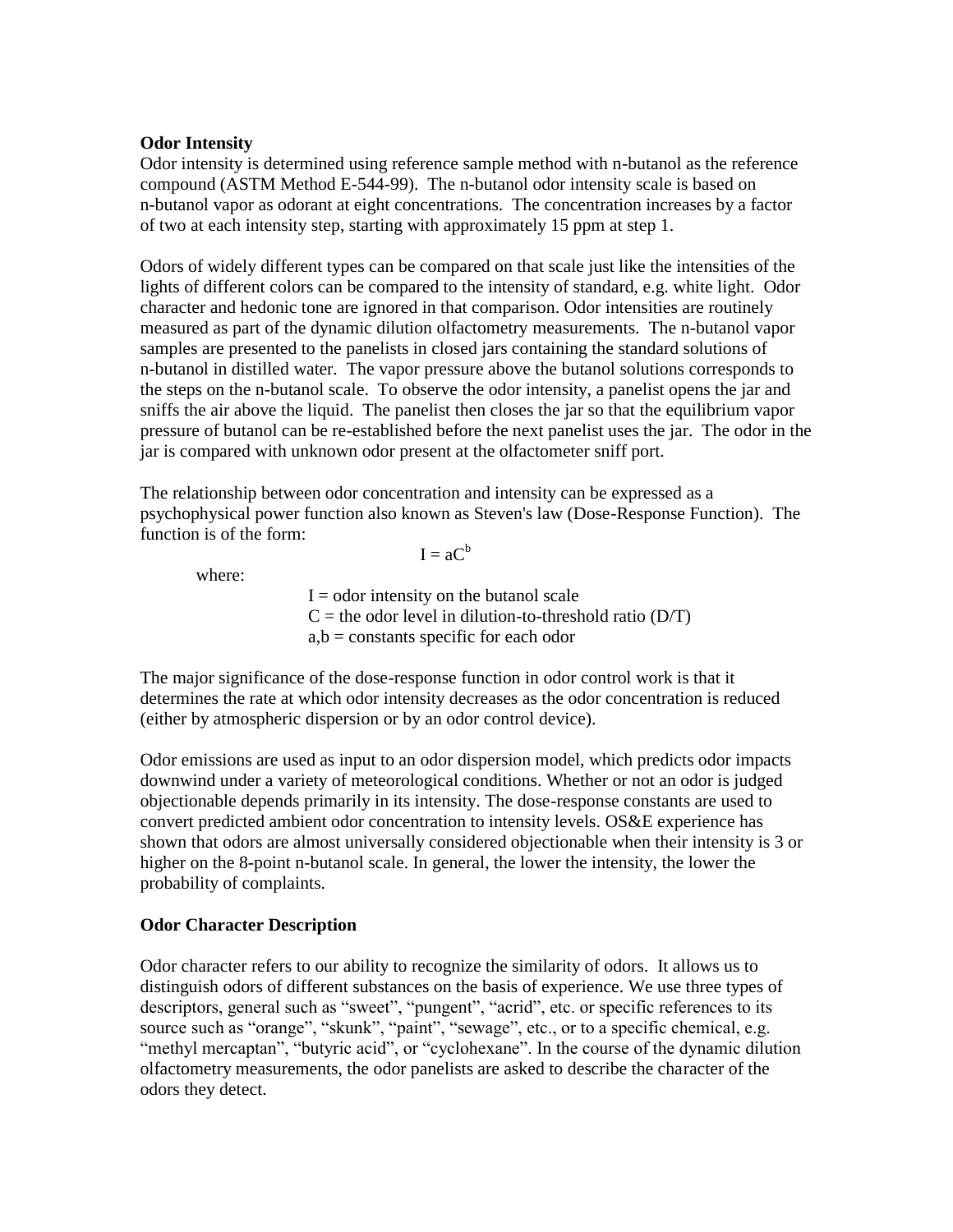## Odor Intensity

Odor intensity is determined using reference sample method with n-butanol as the reference compound (ASTM Method E-544-99). The n-butanol odor intensity scale is based on n-butanol vapor as odorant at eight concentrations. The concentration increases by a factor of two at each intensity step, starting with approximately 15 ppm at step 1.

Odors of widely different types can be compared on that scale just like the intensities of the lights of different colors can be compared to the intensity of standard, e.g. white light. Odor character and hedonic tone are ignored in that comparison. Odor intensities are routinely measured as part of the dynamic dilution olfactometry measurements. The n-butanol vapor samples are presented to the panelists in closed jars containing the standard solutions of n-butanol in distilled water. The vapor pressure above the butanol solutions corresponds to the steps on the n-butanol scale. To observe the odor intensity, a panelist opens the jar and sniffs the air above the liquid. The panelist then closes the jar so that the equilibrium vapor pressure of butanol can be re-established before the next panelist uses the jar. The odor in the jar is compared with unknown odor present at the olfactometer sniff port.

The relationship between odor concentration and intensity can be expressed as a psychophysical power function also known as Steven's law (Dose-Response Function). The function is of the form:

$$I = aC^b$$

where:

$I$ = odor intensity on the butanol scale
$C$ = the odor level in dilution-to-threshold ratio (D/T)
$a,b$ = constants specific for each odor

The major significance of the dose-response function in odor control work is that it determines the rate at which odor intensity decreases as the odor concentration is reduced (either by atmospheric dispersion or by an odor control device).

Odor emissions are used as input to an odor dispersion model, which predicts odor impacts downwind under a variety of meteorological conditions. Whether or not an odor is judged objectionable depends primarily in its intensity. The dose-response constants are used to convert predicted ambient odor concentration to intensity levels. OS&E experience has shown that odors are almost universally considered objectionable when their intensity is 3 or higher on the 8-point n-butanol scale. In general, the lower the intensity, the lower the probability of complaints.

## Odor Character Description

Odor character refers to our ability to recognize the similarity of odors. It allows us to distinguish odors of different substances on the basis of experience. We use three types of descriptors, general such as "sweet", "pungent", "acrid", etc. or specific references to its source such as "orange", "skunk", "paint", "sewage", etc., or to a specific chemical, e.g. "methyl mercaptan", "butyric acid", or "cyclohexane". In the course of the dynamic dilution olfactometry measurements, the odor panelists are asked to describe the character of the odors they detect.